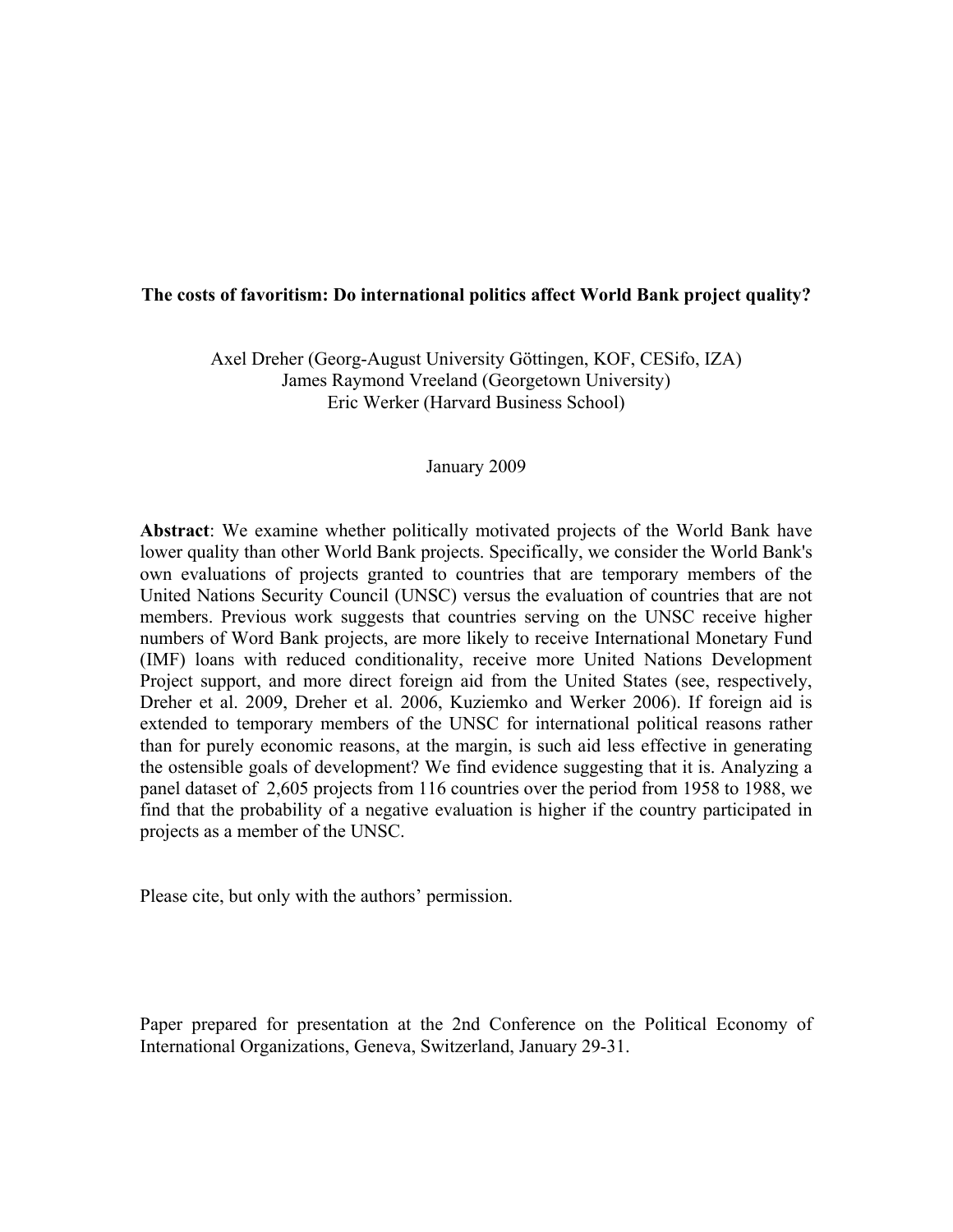**The costs of favoritism: Do international politics affect World Bank project quality?**

Axel Dreher (Georg-August University Göttingen, KOF, CESifo, IZA)
James Raymond Vreeland (Georgetown University)
Eric Werker (Harvard Business School)

January 2009

**Abstract**: We examine whether politically motivated projects of the World Bank have lower quality than other World Bank projects. Specifically, we consider the World Bank's own evaluations of projects granted to countries that are temporary members of the United Nations Security Council (UNSC) versus the evaluation of countries that are not members. Previous work suggests that countries serving on the UNSC receive higher numbers of Word Bank projects, are more likely to receive International Monetary Fund (IMF) loans with reduced conditionality, receive more United Nations Development Project support, and more direct foreign aid from the United States (see, respectively, Dreher et al. 2009, Dreher et al. 2006, Kuziemko and Werker 2006). If foreign aid is extended to temporary members of the UNSC for international political reasons rather than for purely economic reasons, at the margin, is such aid less effective in generating the ostensible goals of development? We find evidence suggesting that it is. Analyzing a panel dataset of 2,605 projects from 116 countries over the period from 1958 to 1988, we find that the probability of a negative evaluation is higher if the country participated in projects as a member of the UNSC.

Please cite, but only with the authors' permission.

Paper prepared for presentation at the 2nd Conference on the Political Economy of International Organizations, Geneva, Switzerland, January 29-31.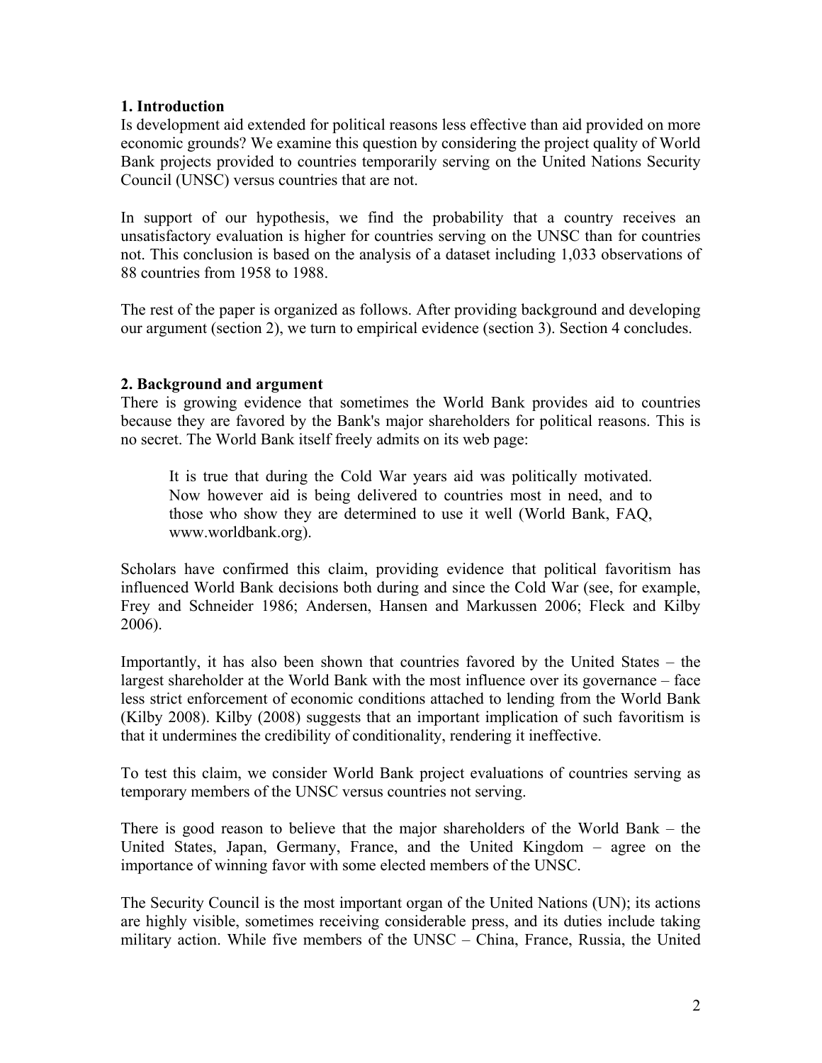## 1. Introduction

Is development aid extended for political reasons less effective than aid provided on more economic grounds? We examine this question by considering the project quality of World Bank projects provided to countries temporarily serving on the United Nations Security Council (UNSC) versus countries that are not.

In support of our hypothesis, we find the probability that a country receives an unsatisfactory evaluation is higher for countries serving on the UNSC than for countries not. This conclusion is based on the analysis of a dataset including 1,033 observations of 88 countries from 1958 to 1988.

The rest of the paper is organized as follows. After providing background and developing our argument (section 2), we turn to empirical evidence (section 3). Section 4 concludes.

## 2. Background and argument

There is growing evidence that sometimes the World Bank provides aid to countries because they are favored by the Bank's major shareholders for political reasons. This is no secret. The World Bank itself freely admits on its web page:

> It is true that during the Cold War years aid was politically motivated. Now however aid is being delivered to countries most in need, and to those who show they are determined to use it well (World Bank, FAQ, www.worldbank.org).

Scholars have confirmed this claim, providing evidence that political favoritism has influenced World Bank decisions both during and since the Cold War (see, for example, Frey and Schneider 1986; Andersen, Hansen and Markussen 2006; Fleck and Kilby 2006).

Importantly, it has also been shown that countries favored by the United States – the largest shareholder at the World Bank with the most influence over its governance – face less strict enforcement of economic conditions attached to lending from the World Bank (Kilby 2008). Kilby (2008) suggests that an important implication of such favoritism is that it undermines the credibility of conditionality, rendering it ineffective.

To test this claim, we consider World Bank project evaluations of countries serving as temporary members of the UNSC versus countries not serving.

There is good reason to believe that the major shareholders of the World Bank – the United States, Japan, Germany, France, and the United Kingdom – agree on the importance of winning favor with some elected members of the UNSC.

The Security Council is the most important organ of the United Nations (UN); its actions are highly visible, sometimes receiving considerable press, and its duties include taking military action. While five members of the UNSC – China, France, Russia, the United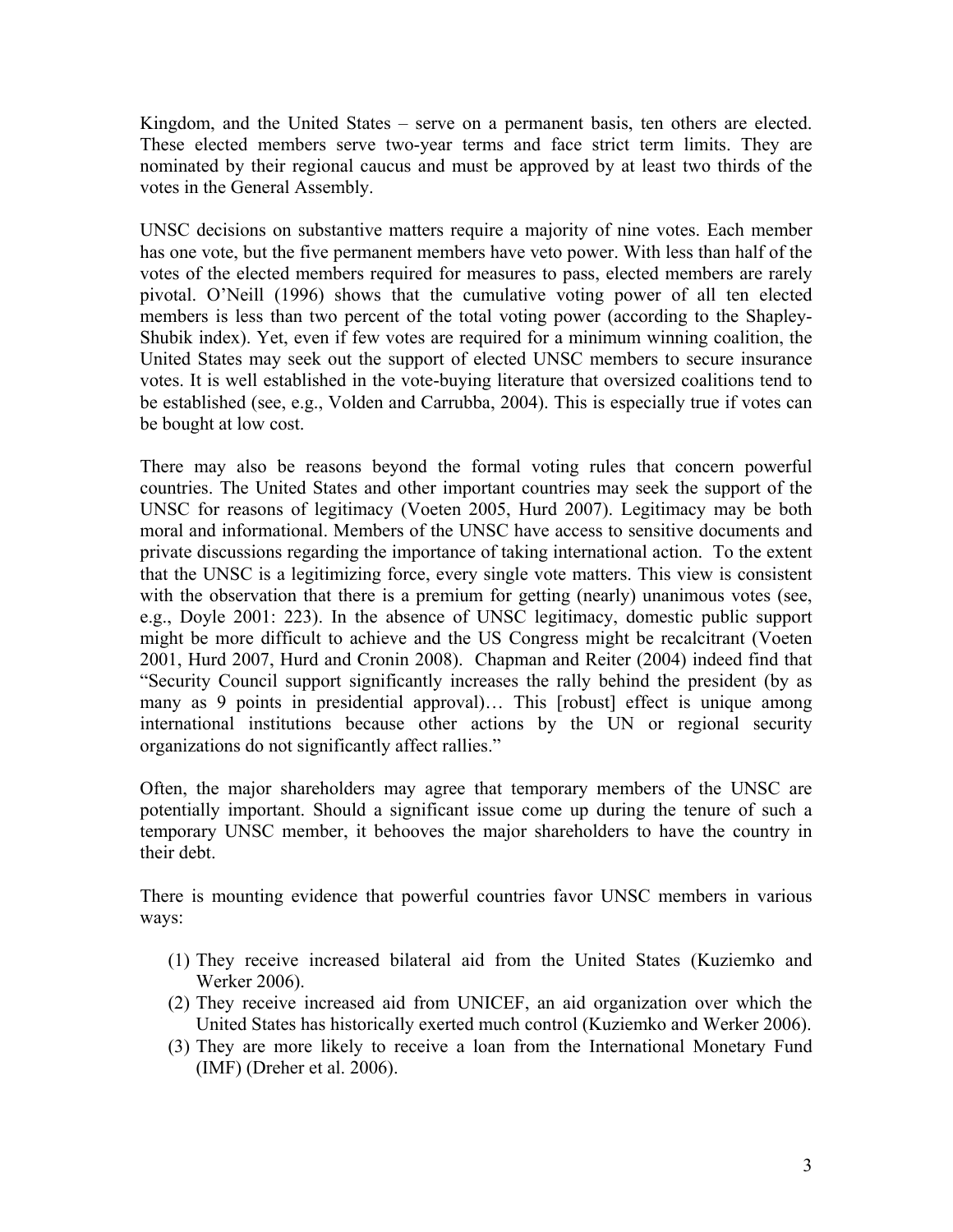Kingdom, and the United States – serve on a permanent basis, ten others are elected. These elected members serve two-year terms and face strict term limits. They are nominated by their regional caucus and must be approved by at least two thirds of the votes in the General Assembly.

UNSC decisions on substantive matters require a majority of nine votes. Each member has one vote, but the five permanent members have veto power. With less than half of the votes of the elected members required for measures to pass, elected members are rarely pivotal. O'Neill (1996) shows that the cumulative voting power of all ten elected members is less than two percent of the total voting power (according to the Shapley-Shubik index). Yet, even if few votes are required for a minimum winning coalition, the United States may seek out the support of elected UNSC members to secure insurance votes. It is well established in the vote-buying literature that oversized coalitions tend to be established (see, e.g., Volden and Carrubba, 2004). This is especially true if votes can be bought at low cost.

There may also be reasons beyond the formal voting rules that concern powerful countries. The United States and other important countries may seek the support of the UNSC for reasons of legitimacy (Voeten 2005, Hurd 2007). Legitimacy may be both moral and informational. Members of the UNSC have access to sensitive documents and private discussions regarding the importance of taking international action. To the extent that the UNSC is a legitimizing force, every single vote matters. This view is consistent with the observation that there is a premium for getting (nearly) unanimous votes (see, e.g., Doyle 2001: 223). In the absence of UNSC legitimacy, domestic public support might be more difficult to achieve and the US Congress might be recalcitrant (Voeten 2001, Hurd 2007, Hurd and Cronin 2008). Chapman and Reiter (2004) indeed find that "Security Council support significantly increases the rally behind the president (by as many as 9 points in presidential approval)… This [robust] effect is unique among international institutions because other actions by the UN or regional security organizations do not significantly affect rallies."

Often, the major shareholders may agree that temporary members of the UNSC are potentially important. Should a significant issue come up during the tenure of such a temporary UNSC member, it behooves the major shareholders to have the country in their debt.

There is mounting evidence that powerful countries favor UNSC members in various ways:

1. They receive increased bilateral aid from the United States (Kuziemko and Werker 2006).
2. They receive increased aid from UNICEF, an aid organization over which the United States has historically exerted much control (Kuziemko and Werker 2006).
3. They are more likely to receive a loan from the International Monetary Fund (IMF) (Dreher et al. 2006).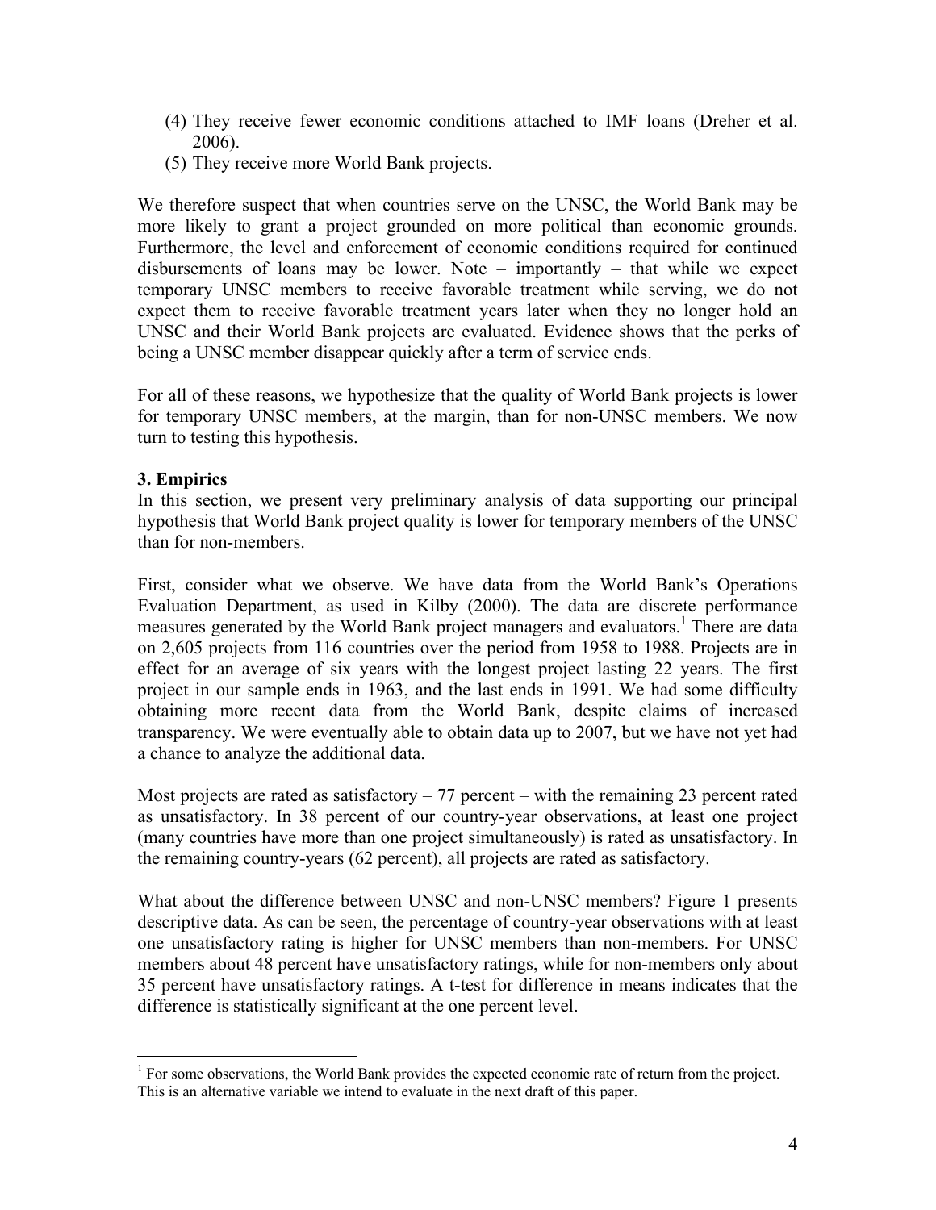(4) They receive fewer economic conditions attached to IMF loans (Dreher et al. 2006).
(5) They receive more World Bank projects.

We therefore suspect that when countries serve on the UNSC, the World Bank may be more likely to grant a project grounded on more political than economic grounds. Furthermore, the level and enforcement of economic conditions required for continued disbursements of loans may be lower. Note – importantly – that while we expect temporary UNSC members to receive favorable treatment while serving, we do not expect them to receive favorable treatment years later when they no longer hold an UNSC and their World Bank projects are evaluated. Evidence shows that the perks of being a UNSC member disappear quickly after a term of service ends.

For all of these reasons, we hypothesize that the quality of World Bank projects is lower for temporary UNSC members, at the margin, than for non-UNSC members. We now turn to testing this hypothesis.

### 3. Empirics

In this section, we present very preliminary analysis of data supporting our principal hypothesis that World Bank project quality is lower for temporary members of the UNSC than for non-members.

First, consider what we observe. We have data from the World Bank's Operations Evaluation Department, as used in Kilby (2000). The data are discrete performance measures generated by the World Bank project managers and evaluators.[1] There are data on 2,605 projects from 116 countries over the period from 1958 to 1988. Projects are in effect for an average of six years with the longest project lasting 22 years. The first project in our sample ends in 1963, and the last ends in 1991. We had some difficulty obtaining more recent data from the World Bank, despite claims of increased transparency. We were eventually able to obtain data up to 2007, but we have not yet had a chance to analyze the additional data.

Most projects are rated as satisfactory – 77 percent – with the remaining 23 percent rated as unsatisfactory. In 38 percent of our country-year observations, at least one project (many countries have more than one project simultaneously) is rated as unsatisfactory. In the remaining country-years (62 percent), all projects are rated as satisfactory.

What about the difference between UNSC and non-UNSC members? Figure 1 presents descriptive data. As can be seen, the percentage of country-year observations with at least one unsatisfactory rating is higher for UNSC members than non-members. For UNSC members about 48 percent have unsatisfactory ratings, while for non-members only about 35 percent have unsatisfactory ratings. A t-test for difference in means indicates that the difference is statistically significant at the one percent level.

[1] For some observations, the World Bank provides the expected economic rate of return from the project. This is an alternative variable we intend to evaluate in the next draft of this paper.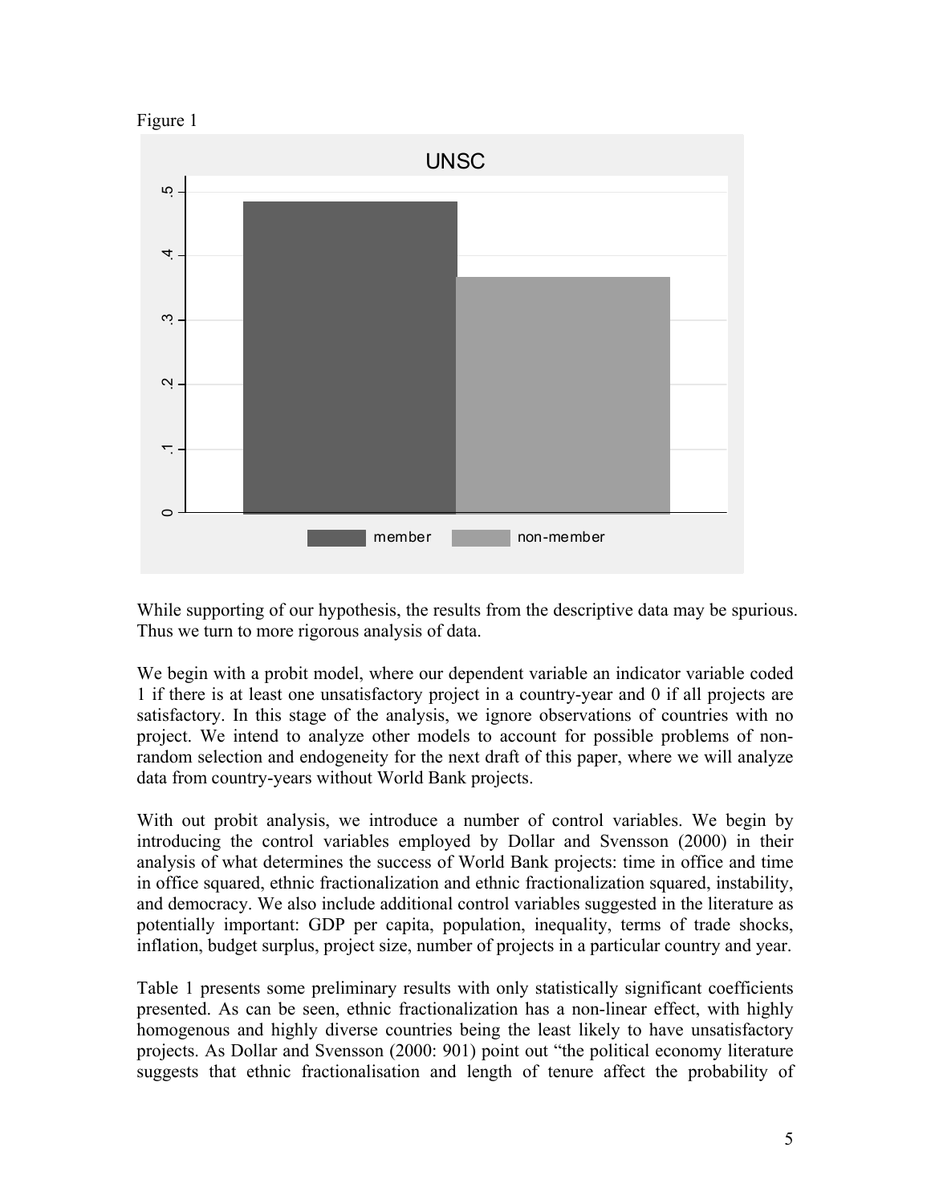Figure 1

While supporting of our hypothesis, the results from the descriptive data may be spurious. Thus we turn to more rigorous analysis of data.

We begin with a probit model, where our dependent variable an indicator variable coded 1 if there is at least one unsatisfactory project in a country-year and 0 if all projects are satisfactory. In this stage of the analysis, we ignore observations of countries with no project. We intend to analyze other models to account for possible problems of non-random selection and endogeneity for the next draft of this paper, where we will analyze data from country-years without World Bank projects.

With out probit analysis, we introduce a number of control variables. We begin by introducing the control variables employed by Dollar and Svensson (2000) in their analysis of what determines the success of World Bank projects: time in office and time in office squared, ethnic fractionalization and ethnic fractionalization squared, instability, and democracy. We also include additional control variables suggested in the literature as potentially important: GDP per capita, population, inequality, terms of trade shocks, inflation, budget surplus, project size, number of projects in a particular country and year.

Table 1 presents some preliminary results with only statistically significant coefficients presented. As can be seen, ethnic fractionalization has a non-linear effect, with highly homogenous and highly diverse countries being the least likely to have unsatisfactory projects. As Dollar and Svensson (2000: 901) point out "the political economy literature suggests that ethnic fractionalisation and length of tenure affect the probability of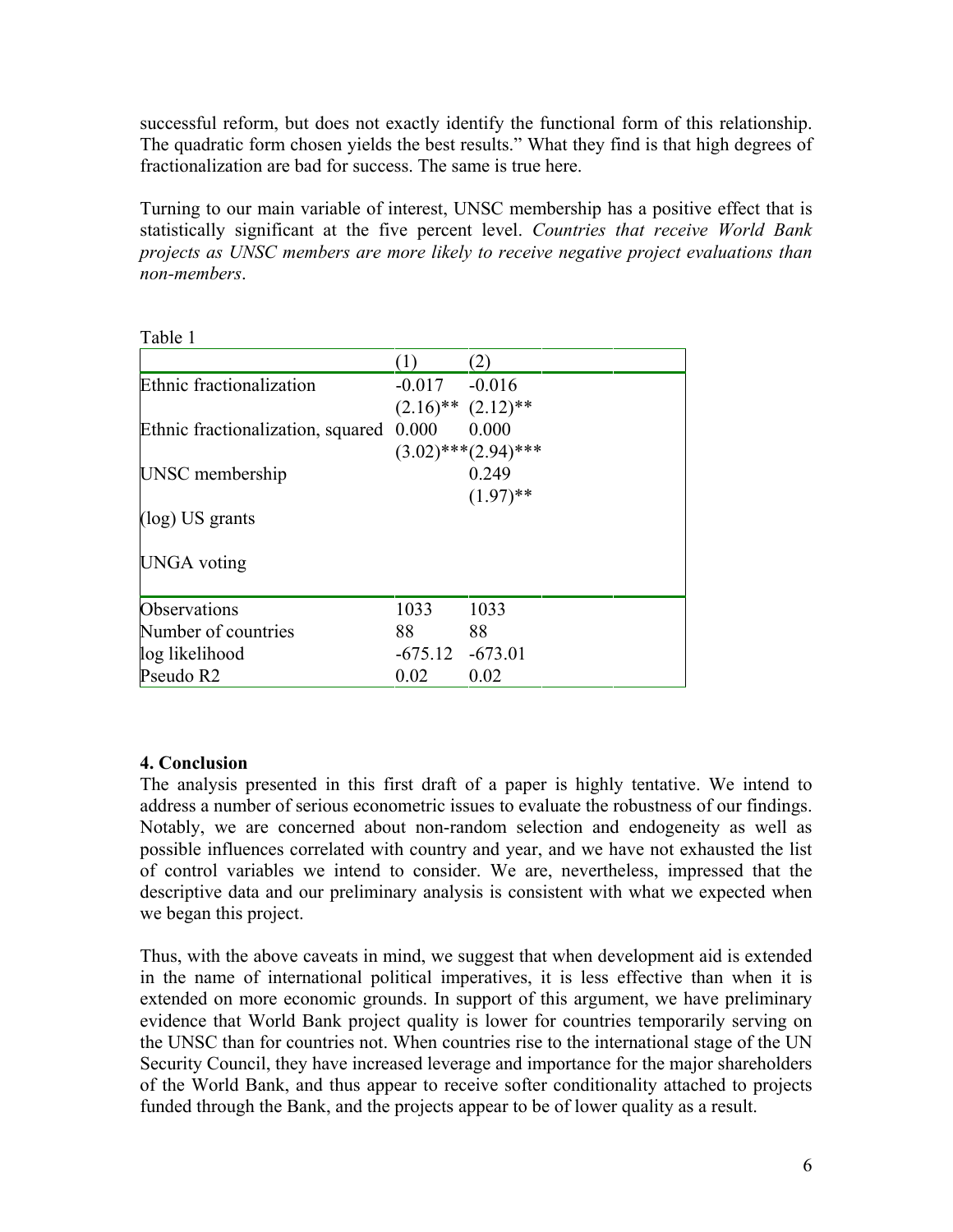successful reform, but does not exactly identify the functional form of this relationship. The quadratic form chosen yields the best results." What they find is that high degrees of fractionalization are bad for success. The same is true here.

Turning to our main variable of interest, UNSC membership has a positive effect that is statistically significant at the five percent level. *Countries that receive World Bank projects as UNSC members are more likely to receive negative project evaluations than non-members*.

Table 1

| | (1) | (2) |
|---|---|---|
| Ethnic fractionalization | -0.017 | -0.016 |
| | (2.16)** | (2.12)** |
| Ethnic fractionalization, squared | 0.000 | 0.000 |
| | (3.02)*** | (2.94)*** |
| UNSC membership | | 0.249 |
| | | (1.97)** |
| (log) US grants | | |
| UNGA voting | | |
| Observations | 1033 | 1033 |
| Number of countries | 88 | 88 |
| log likelihood | -675.12 | -673.01 |
| Pseudo R2 | 0.02 | 0.02 |

## 4. Conclusion

The analysis presented in this first draft of a paper is highly tentative. We intend to address a number of serious econometric issues to evaluate the robustness of our findings. Notably, we are concerned about non-random selection and endogeneity as well as possible influences correlated with country and year, and we have not exhausted the list of control variables we intend to consider. We are, nevertheless, impressed that the descriptive data and our preliminary analysis is consistent with what we expected when we began this project.

Thus, with the above caveats in mind, we suggest that when development aid is extended in the name of international political imperatives, it is less effective than when it is extended on more economic grounds. In support of this argument, we have preliminary evidence that World Bank project quality is lower for countries temporarily serving on the UNSC than for countries not. When countries rise to the international stage of the UN Security Council, they have increased leverage and importance for the major shareholders of the World Bank, and thus appear to receive softer conditionality attached to projects funded through the Bank, and the projects appear to be of lower quality as a result.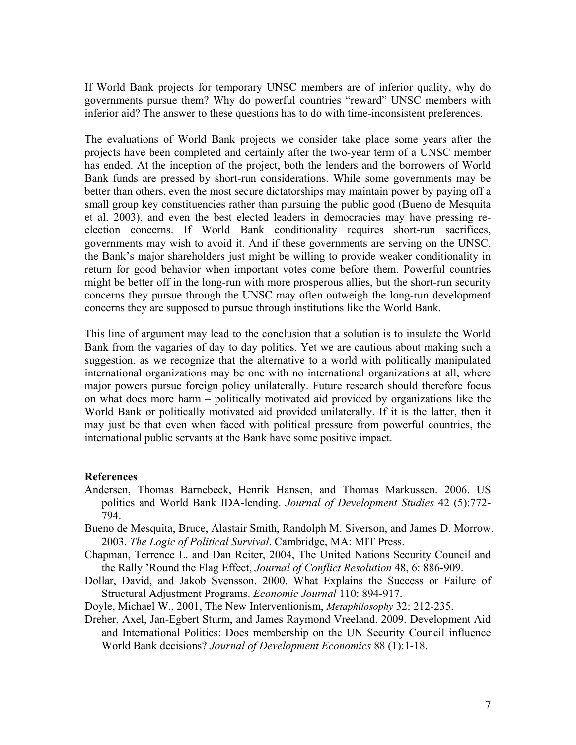If World Bank projects for temporary UNSC members are of inferior quality, why do governments pursue them? Why do powerful countries "reward" UNSC members with inferior aid? The answer to these questions has to do with time-inconsistent preferences.

The evaluations of World Bank projects we consider take place some years after the projects have been completed and certainly after the two-year term of a UNSC member has ended. At the inception of the project, both the lenders and the borrowers of World Bank funds are pressed by short-run considerations. While some governments may be better than others, even the most secure dictatorships may maintain power by paying off a small group key constituencies rather than pursuing the public good (Bueno de Mesquita et al. 2003), and even the best elected leaders in democracies may have pressing re-election concerns. If World Bank conditionality requires short-run sacrifices, governments may wish to avoid it. And if these governments are serving on the UNSC, the Bank's major shareholders just might be willing to provide weaker conditionality in return for good behavior when important votes come before them. Powerful countries might be better off in the long-run with more prosperous allies, but the short-run security concerns they pursue through the UNSC may often outweigh the long-run development concerns they are supposed to pursue through institutions like the World Bank.

This line of argument may lead to the conclusion that a solution is to insulate the World Bank from the vagaries of day to day politics. Yet we are cautious about making such a suggestion, as we recognize that the alternative to a world with politically manipulated international organizations may be one with no international organizations at all, where major powers pursue foreign policy unilaterally. Future research should therefore focus on what does more harm – politically motivated aid provided by organizations like the World Bank or politically motivated aid provided unilaterally. If it is the latter, then it may just be that even when faced with political pressure from powerful countries, the international public servants at the Bank have some positive impact.

## References

Andersen, Thomas Barnebeck, Henrik Hansen, and Thomas Markussen. 2006. US politics and World Bank IDA-lending. *Journal of Development Studies* 42 (5):772-794.

Bueno de Mesquita, Bruce, Alastair Smith, Randolph M. Siverson, and James D. Morrow. 2003. *The Logic of Political Survival*. Cambridge, MA: MIT Press.

Chapman, Terrence L. and Dan Reiter, 2004, The United Nations Security Council and the Rally 'Round the Flag Effect, *Journal of Conflict Resolution* 48, 6: 886-909.

Dollar, David, and Jakob Svensson. 2000. What Explains the Success or Failure of Structural Adjustment Programs. *Economic Journal* 110: 894-917.

Doyle, Michael W., 2001, The New Interventionism, *Metaphilosophy* 32: 212-235.

Dreher, Axel, Jan-Egbert Sturm, and James Raymond Vreeland. 2009. Development Aid and International Politics: Does membership on the UN Security Council influence World Bank decisions? *Journal of Development Economics* 88 (1):1-18.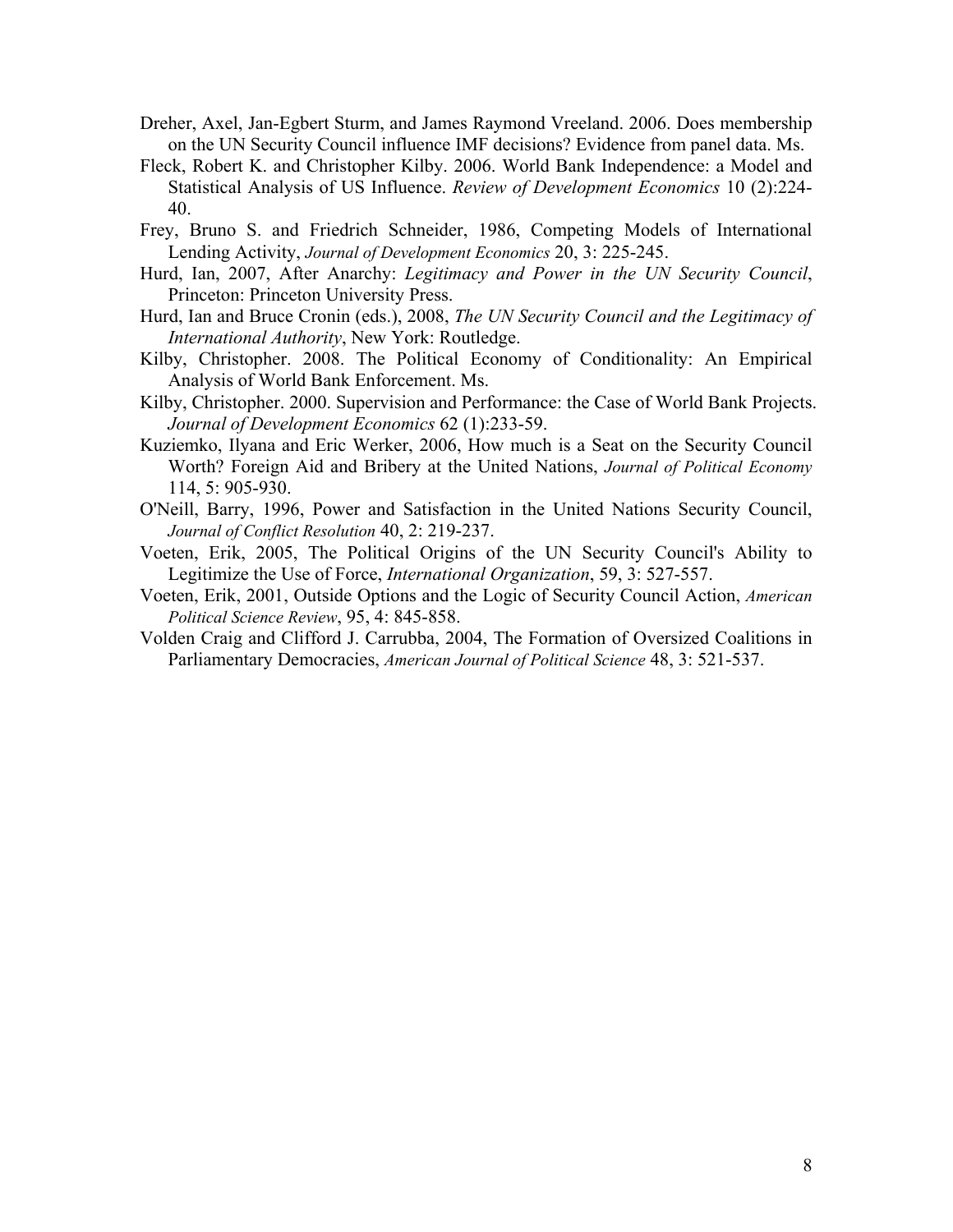Dreher, Axel, Jan-Egbert Sturm, and James Raymond Vreeland. 2006. Does membership on the UN Security Council influence IMF decisions? Evidence from panel data. Ms.

Fleck, Robert K. and Christopher Kilby. 2006. World Bank Independence: a Model and Statistical Analysis of US Influence. *Review of Development Economics* 10 (2):224-40.

Frey, Bruno S. and Friedrich Schneider, 1986, Competing Models of International Lending Activity, *Journal of Development Economics* 20, 3: 225-245.

Hurd, Ian, 2007, After Anarchy: *Legitimacy and Power in the UN Security Council*, Princeton: Princeton University Press.

Hurd, Ian and Bruce Cronin (eds.), 2008, *The UN Security Council and the Legitimacy of International Authority*, New York: Routledge.

Kilby, Christopher. 2008. The Political Economy of Conditionality: An Empirical Analysis of World Bank Enforcement. Ms.

Kilby, Christopher. 2000. Supervision and Performance: the Case of World Bank Projects. *Journal of Development Economics* 62 (1):233-59.

Kuziemko, Ilyana and Eric Werker, 2006, How much is a Seat on the Security Council Worth? Foreign Aid and Bribery at the United Nations, *Journal of Political Economy* 114, 5: 905-930.

O'Neill, Barry, 1996, Power and Satisfaction in the United Nations Security Council, *Journal of Conflict Resolution* 40, 2: 219-237.

Voeten, Erik, 2005, The Political Origins of the UN Security Council's Ability to Legitimize the Use of Force, *International Organization*, 59, 3: 527-557.

Voeten, Erik, 2001, Outside Options and the Logic of Security Council Action, *American Political Science Review*, 95, 4: 845-858.

Volden Craig and Clifford J. Carrubba, 2004, The Formation of Oversized Coalitions in Parliamentary Democracies, *American Journal of Political Science* 48, 3: 521-537.